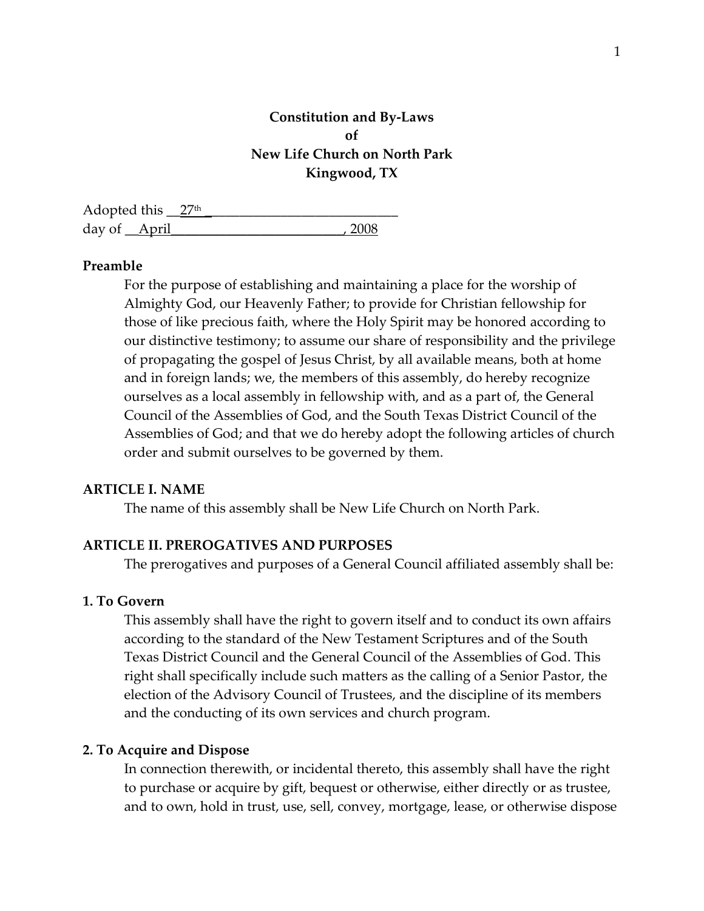**Constitution and By-Laws**
**of**
**New Life Church on North Park**
**Kingwood, TX**

Adopted this 27th day of April, 2008

**Preamble**

For the purpose of establishing and maintaining a place for the worship of Almighty God, our Heavenly Father; to provide for Christian fellowship for those of like precious faith, where the Holy Spirit may be honored according to our distinctive testimony; to assume our share of responsibility and the privilege of propagating the gospel of Jesus Christ, by all available means, both at home and in foreign lands; we, the members of this assembly, do hereby recognize ourselves as a local assembly in fellowship with, and as a part of, the General Council of the Assemblies of God, and the South Texas District Council of the Assemblies of God; and that we do hereby adopt the following articles of church order and submit ourselves to be governed by them.

## ARTICLE I. NAME

The name of this assembly shall be New Life Church on North Park.

## ARTICLE II. PREROGATIVES AND PURPOSES

The prerogatives and purposes of a General Council affiliated assembly shall be:

### 1. To Govern

This assembly shall have the right to govern itself and to conduct its own affairs according to the standard of the New Testament Scriptures and of the South Texas District Council and the General Council of the Assemblies of God. This right shall specifically include such matters as the calling of a Senior Pastor, the election of the Advisory Council of Trustees, and the discipline of its members and the conducting of its own services and church program.

### 2. To Acquire and Dispose

In connection therewith, or incidental thereto, this assembly shall have the right to purchase or acquire by gift, bequest or otherwise, either directly or as trustee, and to own, hold in trust, use, sell, convey, mortgage, lease, or otherwise dispose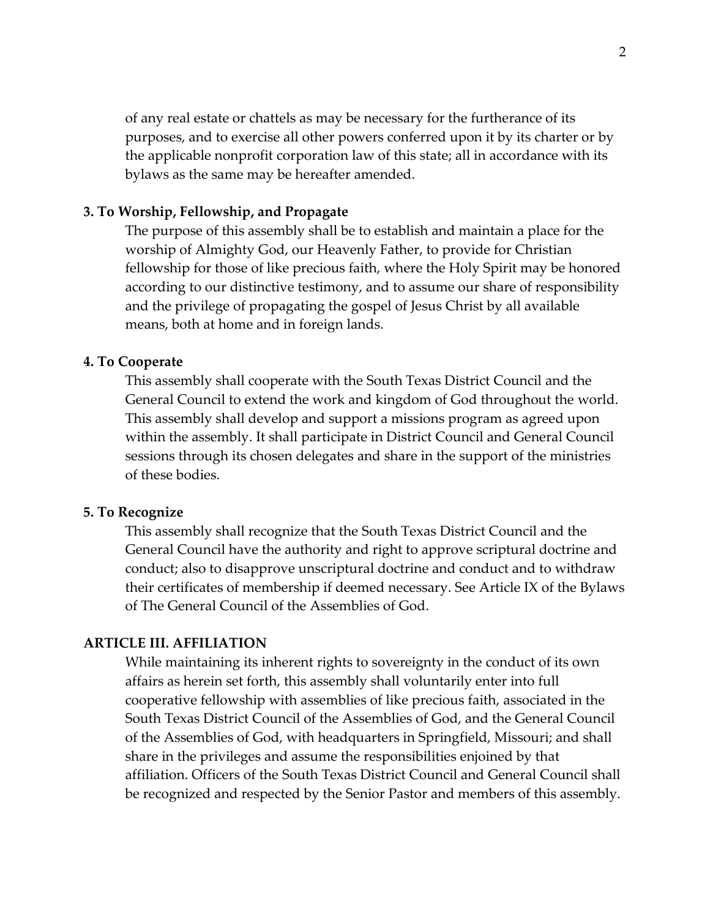of any real estate or chattels as may be necessary for the furtherance of its purposes, and to exercise all other powers conferred upon it by its charter or by the applicable nonprofit corporation law of this state; all in accordance with its bylaws as the same may be hereafter amended.

**3. To Worship, Fellowship, and Propagate**

The purpose of this assembly shall be to establish and maintain a place for the worship of Almighty God, our Heavenly Father, to provide for Christian fellowship for those of like precious faith, where the Holy Spirit may be honored according to our distinctive testimony, and to assume our share of responsibility and the privilege of propagating the gospel of Jesus Christ by all available means, both at home and in foreign lands.

**4. To Cooperate**

This assembly shall cooperate with the South Texas District Council and the General Council to extend the work and kingdom of God throughout the world. This assembly shall develop and support a missions program as agreed upon within the assembly. It shall participate in District Council and General Council sessions through its chosen delegates and share in the support of the ministries of these bodies.

**5. To Recognize**

This assembly shall recognize that the South Texas District Council and the General Council have the authority and right to approve scriptural doctrine and conduct; also to disapprove unscriptural doctrine and conduct and to withdraw their certificates of membership if deemed necessary. See Article IX of the Bylaws of The General Council of the Assemblies of God.

## ARTICLE III. AFFILIATION

While maintaining its inherent rights to sovereignty in the conduct of its own affairs as herein set forth, this assembly shall voluntarily enter into full cooperative fellowship with assemblies of like precious faith, associated in the South Texas District Council of the Assemblies of God, and the General Council of the Assemblies of God, with headquarters in Springfield, Missouri; and shall share in the privileges and assume the responsibilities enjoined by that affiliation. Officers of the South Texas District Council and General Council shall be recognized and respected by the Senior Pastor and members of this assembly.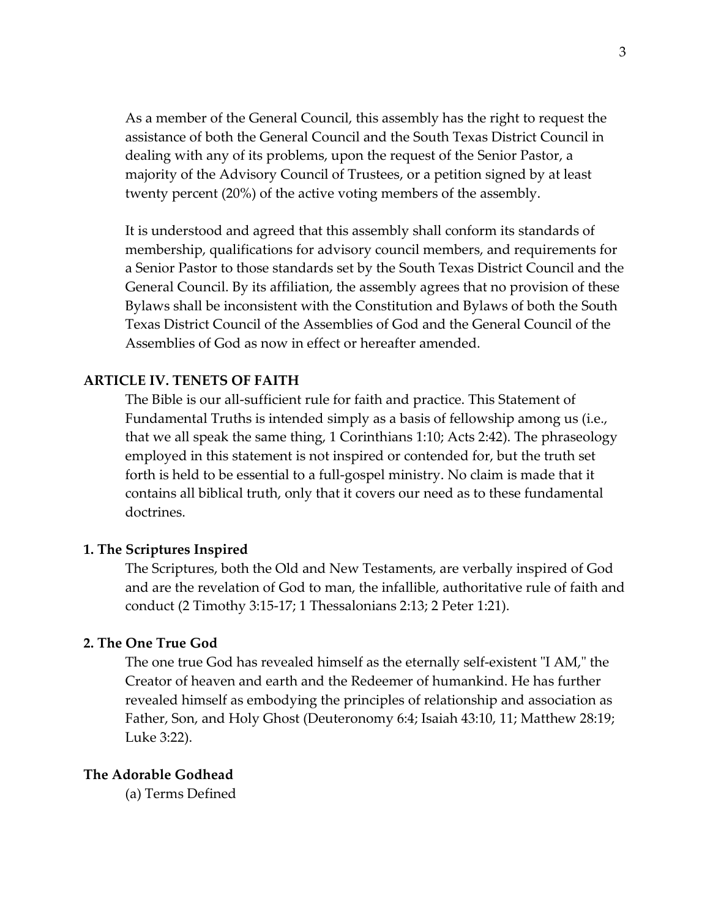As a member of the General Council, this assembly has the right to request the assistance of both the General Council and the South Texas District Council in dealing with any of its problems, upon the request of the Senior Pastor, a majority of the Advisory Council of Trustees, or a petition signed by at least twenty percent (20%) of the active voting members of the assembly.

It is understood and agreed that this assembly shall conform its standards of membership, qualifications for advisory council members, and requirements for a Senior Pastor to those standards set by the South Texas District Council and the General Council. By its affiliation, the assembly agrees that no provision of these Bylaws shall be inconsistent with the Constitution and Bylaws of both the South Texas District Council of the Assemblies of God and the General Council of the Assemblies of God as now in effect or hereafter amended.

## ARTICLE IV. TENETS OF FAITH

The Bible is our all-sufficient rule for faith and practice. This Statement of Fundamental Truths is intended simply as a basis of fellowship among us (i.e., that we all speak the same thing, 1 Corinthians 1:10; Acts 2:42). The phraseology employed in this statement is not inspired or contended for, but the truth set forth is held to be essential to a full-gospel ministry. No claim is made that it contains all biblical truth, only that it covers our need as to these fundamental doctrines.

### 1. The Scriptures Inspired

The Scriptures, both the Old and New Testaments, are verbally inspired of God and are the revelation of God to man, the infallible, authoritative rule of faith and conduct (2 Timothy 3:15-17; 1 Thessalonians 2:13; 2 Peter 1:21).

### 2. The One True God

The one true God has revealed himself as the eternally self-existent "I AM," the Creator of heaven and earth and the Redeemer of humankind. He has further revealed himself as embodying the principles of relationship and association as Father, Son, and Holy Ghost (Deuteronomy 6:4; Isaiah 43:10, 11; Matthew 28:19; Luke 3:22).

### The Adorable Godhead

(a) Terms Defined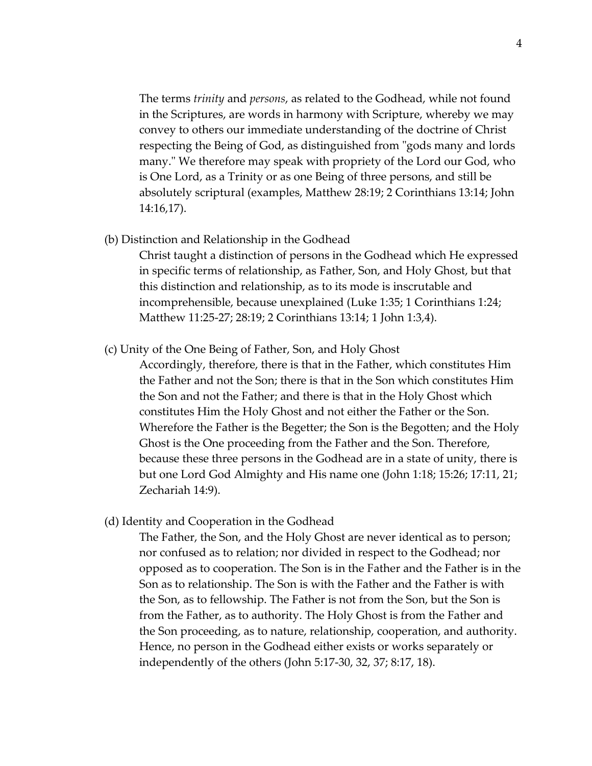The terms *trinity* and *persons*, as related to the Godhead, while not found in the Scriptures, are words in harmony with Scripture, whereby we may convey to others our immediate understanding of the doctrine of Christ respecting the Being of God, as distinguished from "gods many and lords many." We therefore may speak with propriety of the Lord our God, who is One Lord, as a Trinity or as one Being of three persons, and still be absolutely scriptural (examples, Matthew 28:19; 2 Corinthians 13:14; John 14:16,17).

(b) Distinction and Relationship in the Godhead

Christ taught a distinction of persons in the Godhead which He expressed in specific terms of relationship, as Father, Son, and Holy Ghost, but that this distinction and relationship, as to its mode is inscrutable and incomprehensible, because unexplained (Luke 1:35; 1 Corinthians 1:24; Matthew 11:25-27; 28:19; 2 Corinthians 13:14; 1 John 1:3,4).

(c) Unity of the One Being of Father, Son, and Holy Ghost

Accordingly, therefore, there is that in the Father, which constitutes Him the Father and not the Son; there is that in the Son which constitutes Him the Son and not the Father; and there is that in the Holy Ghost which constitutes Him the Holy Ghost and not either the Father or the Son. Wherefore the Father is the Begetter; the Son is the Begotten; and the Holy Ghost is the One proceeding from the Father and the Son. Therefore, because these three persons in the Godhead are in a state of unity, there is but one Lord God Almighty and His name one (John 1:18; 15:26; 17:11, 21; Zechariah 14:9).

(d) Identity and Cooperation in the Godhead

The Father, the Son, and the Holy Ghost are never identical as to person; nor confused as to relation; nor divided in respect to the Godhead; nor opposed as to cooperation. The Son is in the Father and the Father is in the Son as to relationship. The Son is with the Father and the Father is with the Son, as to fellowship. The Father is not from the Son, but the Son is from the Father, as to authority. The Holy Ghost is from the Father and the Son proceeding, as to nature, relationship, cooperation, and authority. Hence, no person in the Godhead either exists or works separately or independently of the others (John 5:17-30, 32, 37; 8:17, 18).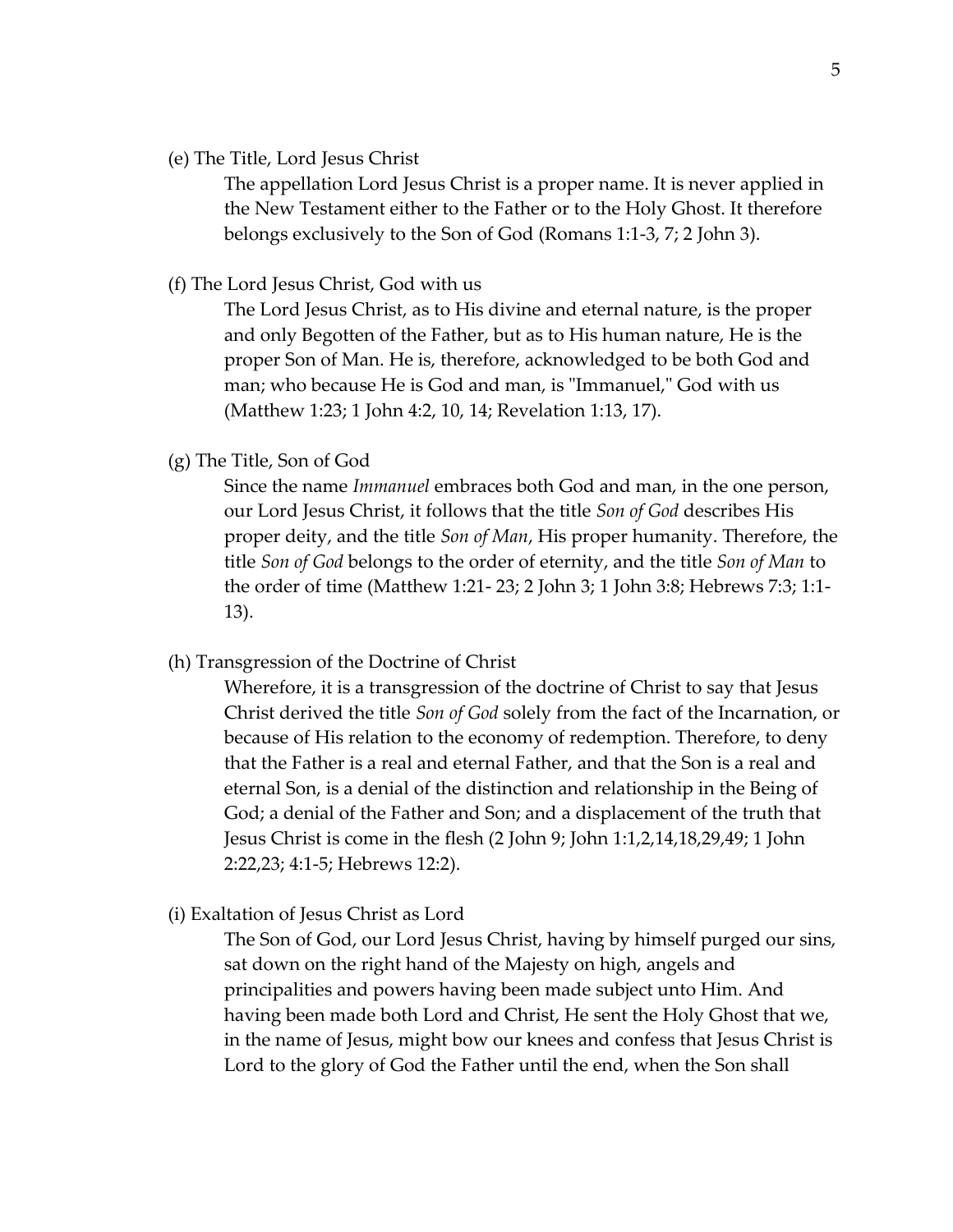(e) The Title, Lord Jesus Christ

The appellation Lord Jesus Christ is a proper name. It is never applied in the New Testament either to the Father or to the Holy Ghost. It therefore belongs exclusively to the Son of God (Romans 1:1-3, 7; 2 John 3).

(f) The Lord Jesus Christ, God with us

The Lord Jesus Christ, as to His divine and eternal nature, is the proper and only Begotten of the Father, but as to His human nature, He is the proper Son of Man. He is, therefore, acknowledged to be both God and man; who because He is God and man, is "Immanuel," God with us (Matthew 1:23; 1 John 4:2, 10, 14; Revelation 1:13, 17).

(g) The Title, Son of God

Since the name *Immanuel* embraces both God and man, in the one person, our Lord Jesus Christ, it follows that the title *Son of God* describes His proper deity, and the title *Son of Man*, His proper humanity. Therefore, the title *Son of God* belongs to the order of eternity, and the title *Son of Man* to the order of time (Matthew 1:21- 23; 2 John 3; 1 John 3:8; Hebrews 7:3; 1:1-13).

(h) Transgression of the Doctrine of Christ

Wherefore, it is a transgression of the doctrine of Christ to say that Jesus Christ derived the title *Son of God* solely from the fact of the Incarnation, or because of His relation to the economy of redemption. Therefore, to deny that the Father is a real and eternal Father, and that the Son is a real and eternal Son, is a denial of the distinction and relationship in the Being of God; a denial of the Father and Son; and a displacement of the truth that Jesus Christ is come in the flesh (2 John 9; John 1:1,2,14,18,29,49; 1 John 2:22,23; 4:1-5; Hebrews 12:2).

(i) Exaltation of Jesus Christ as Lord

The Son of God, our Lord Jesus Christ, having by himself purged our sins, sat down on the right hand of the Majesty on high, angels and principalities and powers having been made subject unto Him. And having been made both Lord and Christ, He sent the Holy Ghost that we, in the name of Jesus, might bow our knees and confess that Jesus Christ is Lord to the glory of God the Father until the end, when the Son shall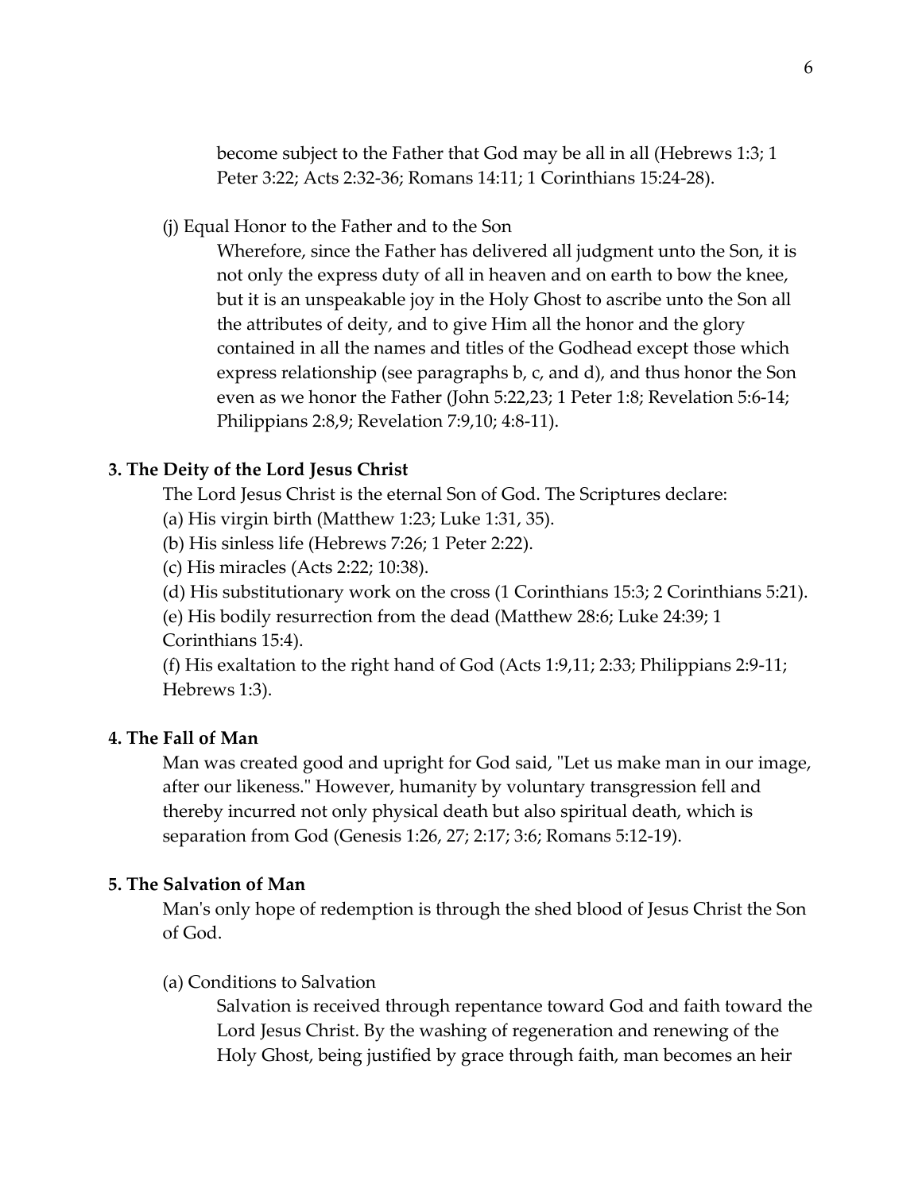become subject to the Father that God may be all in all (Hebrews 1:3; 1 Peter 3:22; Acts 2:32-36; Romans 14:11; 1 Corinthians 15:24-28).

(j) Equal Honor to the Father and to the Son

Wherefore, since the Father has delivered all judgment unto the Son, it is not only the express duty of all in heaven and on earth to bow the knee, but it is an unspeakable joy in the Holy Ghost to ascribe unto the Son all the attributes of deity, and to give Him all the honor and the glory contained in all the names and titles of the Godhead except those which express relationship (see paragraphs b, c, and d), and thus honor the Son even as we honor the Father (John 5:22,23; 1 Peter 1:8; Revelation 5:6-14; Philippians 2:8,9; Revelation 7:9,10; 4:8-11).

**3. The Deity of the Lord Jesus Christ**

The Lord Jesus Christ is the eternal Son of God. The Scriptures declare:

(a) His virgin birth (Matthew 1:23; Luke 1:31, 35).

(b) His sinless life (Hebrews 7:26; 1 Peter 2:22).

(c) His miracles (Acts 2:22; 10:38).

(d) His substitutionary work on the cross (1 Corinthians 15:3; 2 Corinthians 5:21).

(e) His bodily resurrection from the dead (Matthew 28:6; Luke 24:39; 1 Corinthians 15:4).

(f) His exaltation to the right hand of God (Acts 1:9,11; 2:33; Philippians 2:9-11; Hebrews 1:3).

**4. The Fall of Man**

Man was created good and upright for God said, "Let us make man in our image, after our likeness." However, humanity by voluntary transgression fell and thereby incurred not only physical death but also spiritual death, which is separation from God (Genesis 1:26, 27; 2:17; 3:6; Romans 5:12-19).

**5. The Salvation of Man**

Man's only hope of redemption is through the shed blood of Jesus Christ the Son of God.

(a) Conditions to Salvation

Salvation is received through repentance toward God and faith toward the Lord Jesus Christ. By the washing of regeneration and renewing of the Holy Ghost, being justified by grace through faith, man becomes an heir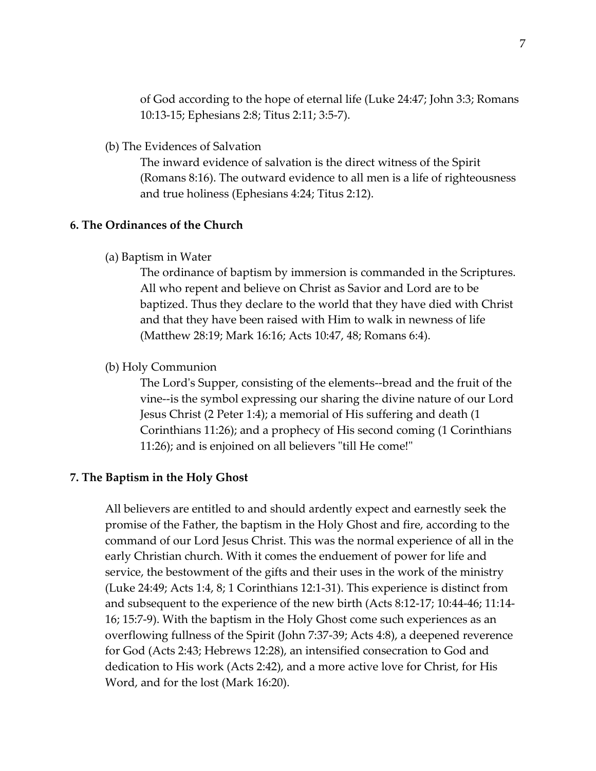of God according to the hope of eternal life (Luke 24:47; John 3:3; Romans 10:13-15; Ephesians 2:8; Titus 2:11; 3:5-7).

(b) The Evidences of Salvation

The inward evidence of salvation is the direct witness of the Spirit (Romans 8:16). The outward evidence to all men is a life of righteousness and true holiness (Ephesians 4:24; Titus 2:12).

**6. The Ordinances of the Church**

(a) Baptism in Water

The ordinance of baptism by immersion is commanded in the Scriptures. All who repent and believe on Christ as Savior and Lord are to be baptized. Thus they declare to the world that they have died with Christ and that they have been raised with Him to walk in newness of life (Matthew 28:19; Mark 16:16; Acts 10:47, 48; Romans 6:4).

(b) Holy Communion

The Lord's Supper, consisting of the elements--bread and the fruit of the vine--is the symbol expressing our sharing the divine nature of our Lord Jesus Christ (2 Peter 1:4); a memorial of His suffering and death (1 Corinthians 11:26); and a prophecy of His second coming (1 Corinthians 11:26); and is enjoined on all believers "till He come!"

**7. The Baptism in the Holy Ghost**

All believers are entitled to and should ardently expect and earnestly seek the promise of the Father, the baptism in the Holy Ghost and fire, according to the command of our Lord Jesus Christ. This was the normal experience of all in the early Christian church. With it comes the enduement of power for life and service, the bestowment of the gifts and their uses in the work of the ministry (Luke 24:49; Acts 1:4, 8; 1 Corinthians 12:1-31). This experience is distinct from and subsequent to the experience of the new birth (Acts 8:12-17; 10:44-46; 11:14-16; 15:7-9). With the baptism in the Holy Ghost come such experiences as an overflowing fullness of the Spirit (John 7:37-39; Acts 4:8), a deepened reverence for God (Acts 2:43; Hebrews 12:28), an intensified consecration to God and dedication to His work (Acts 2:42), and a more active love for Christ, for His Word, and for the lost (Mark 16:20).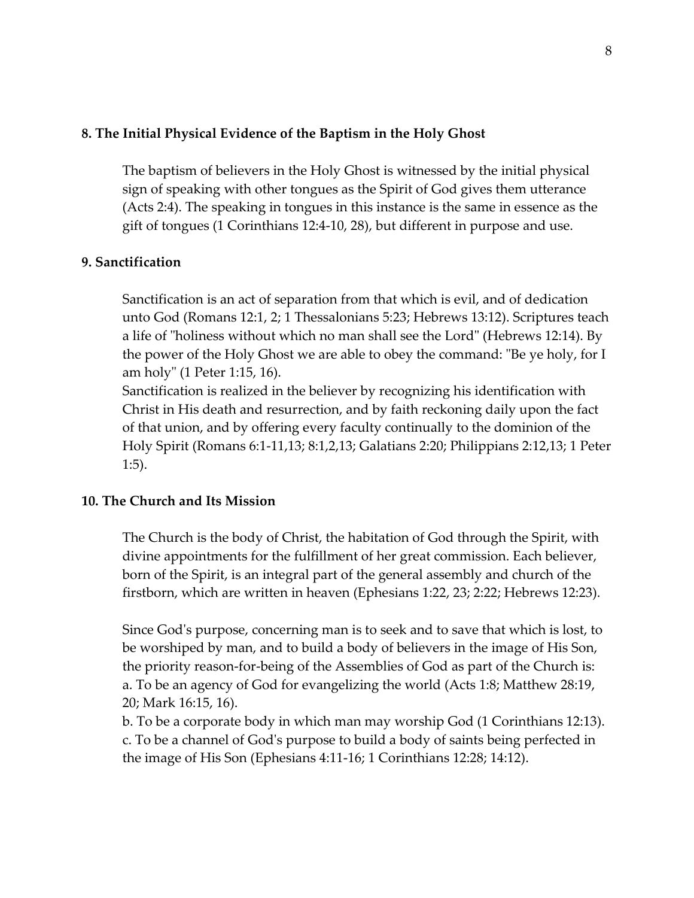**8. The Initial Physical Evidence of the Baptism in the Holy Ghost**

The baptism of believers in the Holy Ghost is witnessed by the initial physical sign of speaking with other tongues as the Spirit of God gives them utterance (Acts 2:4). The speaking in tongues in this instance is the same in essence as the gift of tongues (1 Corinthians 12:4-10, 28), but different in purpose and use.

**9. Sanctification**

Sanctification is an act of separation from that which is evil, and of dedication unto God (Romans 12:1, 2; 1 Thessalonians 5:23; Hebrews 13:12). Scriptures teach a life of "holiness without which no man shall see the Lord" (Hebrews 12:14). By the power of the Holy Ghost we are able to obey the command: "Be ye holy, for I am holy" (1 Peter 1:15, 16).
Sanctification is realized in the believer by recognizing his identification with Christ in His death and resurrection, and by faith reckoning daily upon the fact of that union, and by offering every faculty continually to the dominion of the Holy Spirit (Romans 6:1-11,13; 8:1,2,13; Galatians 2:20; Philippians 2:12,13; 1 Peter 1:5).

**10. The Church and Its Mission**

The Church is the body of Christ, the habitation of God through the Spirit, with divine appointments for the fulfillment of her great commission. Each believer, born of the Spirit, is an integral part of the general assembly and church of the firstborn, which are written in heaven (Ephesians 1:22, 23; 2:22; Hebrews 12:23).

Since God's purpose, concerning man is to seek and to save that which is lost, to be worshiped by man, and to build a body of believers in the image of His Son, the priority reason-for-being of the Assemblies of God as part of the Church is:
a. To be an agency of God for evangelizing the world (Acts 1:8; Matthew 28:19, 20; Mark 16:15, 16).
b. To be a corporate body in which man may worship God (1 Corinthians 12:13).
c. To be a channel of God's purpose to build a body of saints being perfected in the image of His Son (Ephesians 4:11-16; 1 Corinthians 12:28; 14:12).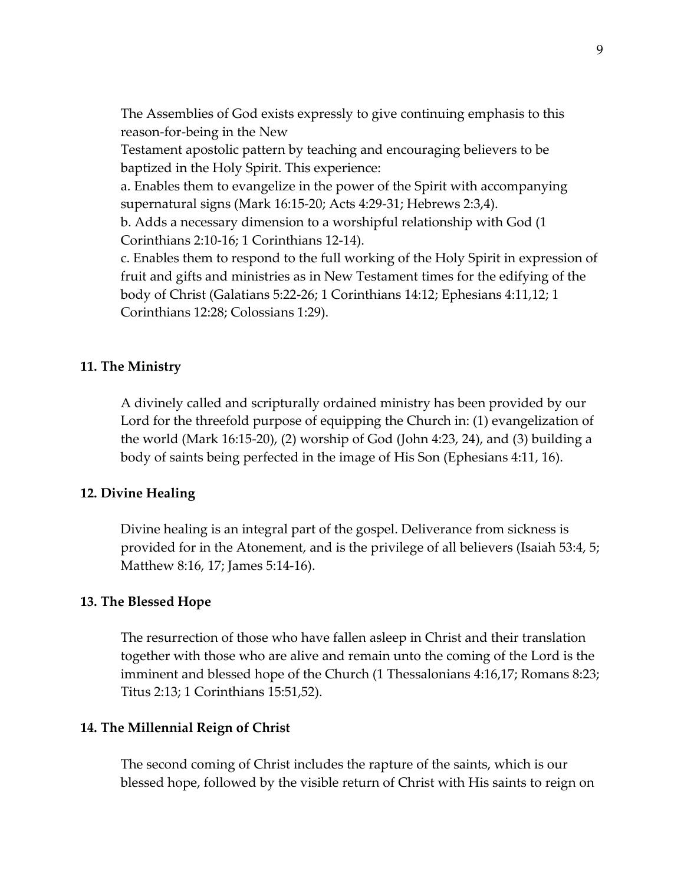The Assemblies of God exists expressly to give continuing emphasis to this reason-for-being in the New Testament apostolic pattern by teaching and encouraging believers to be baptized in the Holy Spirit. This experience:

a. Enables them to evangelize in the power of the Spirit with accompanying supernatural signs (Mark 16:15-20; Acts 4:29-31; Hebrews 2:3,4).

b. Adds a necessary dimension to a worshipful relationship with God (1 Corinthians 2:10-16; 1 Corinthians 12-14).

c. Enables them to respond to the full working of the Holy Spirit in expression of fruit and gifts and ministries as in New Testament times for the edifying of the body of Christ (Galatians 5:22-26; 1 Corinthians 14:12; Ephesians 4:11,12; 1 Corinthians 12:28; Colossians 1:29).

**11. The Ministry**

A divinely called and scripturally ordained ministry has been provided by our Lord for the threefold purpose of equipping the Church in: (1) evangelization of the world (Mark 16:15-20), (2) worship of God (John 4:23, 24), and (3) building a body of saints being perfected in the image of His Son (Ephesians 4:11, 16).

**12. Divine Healing**

Divine healing is an integral part of the gospel. Deliverance from sickness is provided for in the Atonement, and is the privilege of all believers (Isaiah 53:4, 5; Matthew 8:16, 17; James 5:14-16).

**13. The Blessed Hope**

The resurrection of those who have fallen asleep in Christ and their translation together with those who are alive and remain unto the coming of the Lord is the imminent and blessed hope of the Church (1 Thessalonians 4:16,17; Romans 8:23; Titus 2:13; 1 Corinthians 15:51,52).

**14. The Millennial Reign of Christ**

The second coming of Christ includes the rapture of the saints, which is our blessed hope, followed by the visible return of Christ with His saints to reign on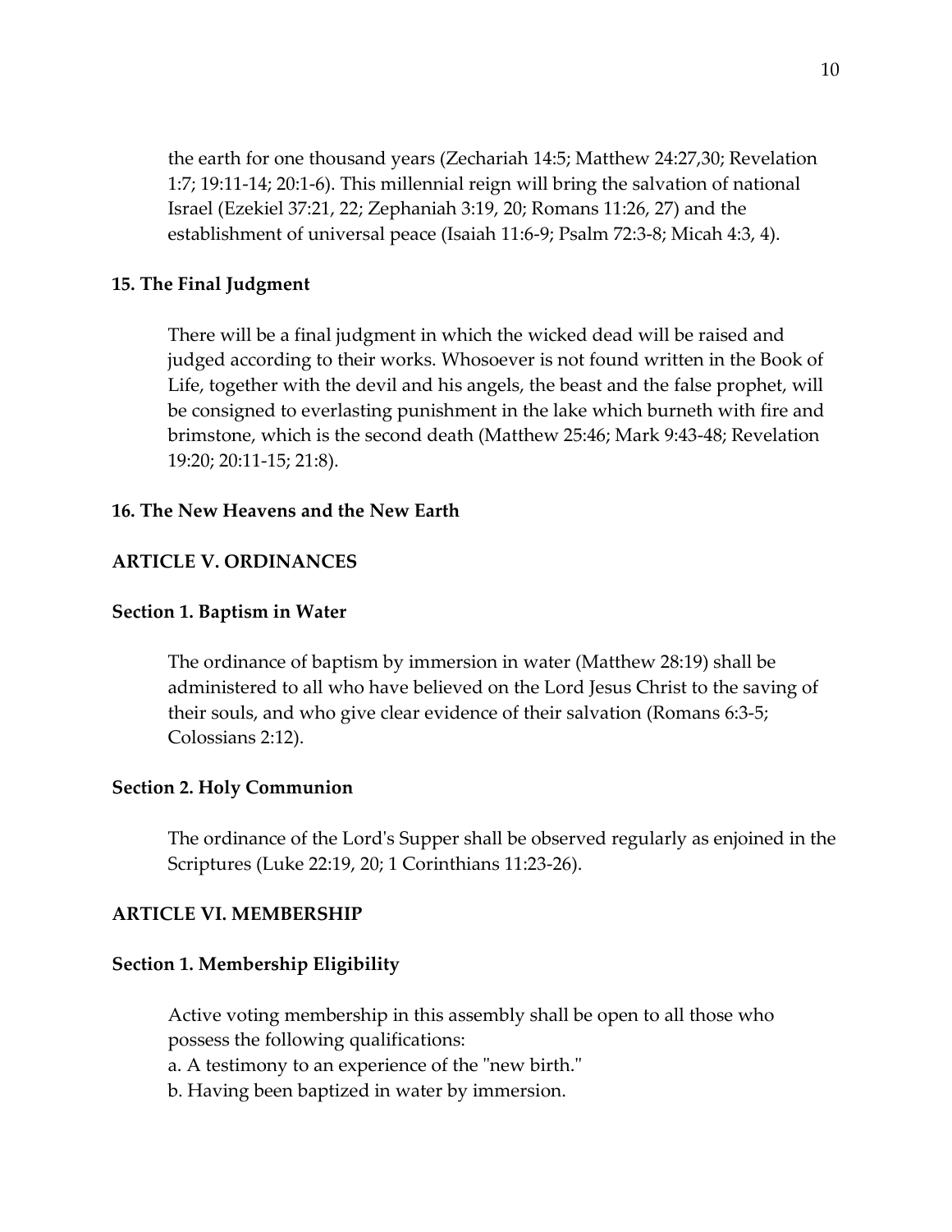the earth for one thousand years (Zechariah 14:5; Matthew 24:27,30; Revelation 1:7; 19:11-14; 20:1-6). This millennial reign will bring the salvation of national Israel (Ezekiel 37:21, 22; Zephaniah 3:19, 20; Romans 11:26, 27) and the establishment of universal peace (Isaiah 11:6-9; Psalm 72:3-8; Micah 4:3, 4).

### 15. The Final Judgment

There will be a final judgment in which the wicked dead will be raised and judged according to their works. Whosoever is not found written in the Book of Life, together with the devil and his angels, the beast and the false prophet, will be consigned to everlasting punishment in the lake which burneth with fire and brimstone, which is the second death (Matthew 25:46; Mark 9:43-48; Revelation 19:20; 20:11-15; 21:8).

### 16. The New Heavens and the New Earth

## ARTICLE V. ORDINANCES

### Section 1. Baptism in Water

The ordinance of baptism by immersion in water (Matthew 28:19) shall be administered to all who have believed on the Lord Jesus Christ to the saving of their souls, and who give clear evidence of their salvation (Romans 6:3-5; Colossians 2:12).

### Section 2. Holy Communion

The ordinance of the Lord's Supper shall be observed regularly as enjoined in the Scriptures (Luke 22:19, 20; 1 Corinthians 11:23-26).

## ARTICLE VI. MEMBERSHIP

### Section 1. Membership Eligibility

Active voting membership in this assembly shall be open to all those who possess the following qualifications:

a. A testimony to an experience of the "new birth."

b. Having been baptized in water by immersion.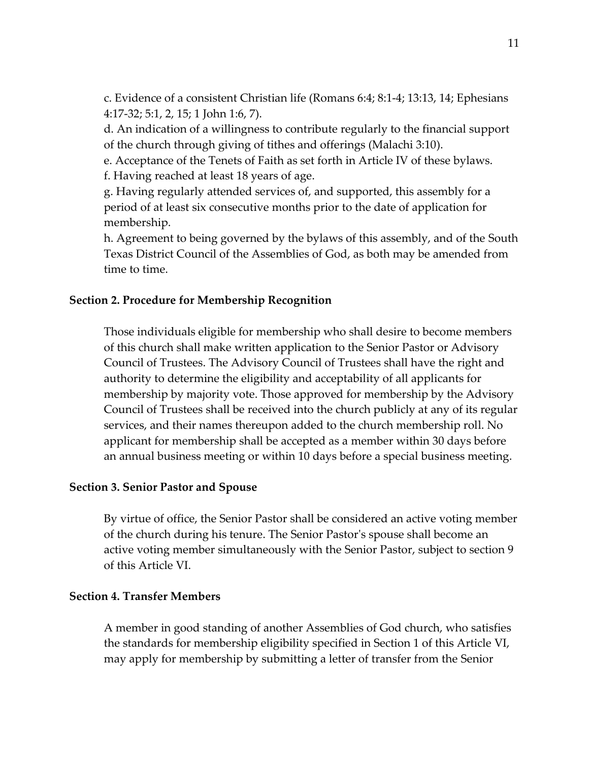c. Evidence of a consistent Christian life (Romans 6:4; 8:1-4; 13:13, 14; Ephesians 4:17-32; 5:1, 2, 15; 1 John 1:6, 7).

d. An indication of a willingness to contribute regularly to the financial support of the church through giving of tithes and offerings (Malachi 3:10).

e. Acceptance of the Tenets of Faith as set forth in Article IV of these bylaws.

f. Having reached at least 18 years of age.

g. Having regularly attended services of, and supported, this assembly for a period of at least six consecutive months prior to the date of application for membership.

h. Agreement to being governed by the bylaws of this assembly, and of the South Texas District Council of the Assemblies of God, as both may be amended from time to time.

**Section 2. Procedure for Membership Recognition**

Those individuals eligible for membership who shall desire to become members of this church shall make written application to the Senior Pastor or Advisory Council of Trustees. The Advisory Council of Trustees shall have the right and authority to determine the eligibility and acceptability of all applicants for membership by majority vote. Those approved for membership by the Advisory Council of Trustees shall be received into the church publicly at any of its regular services, and their names thereupon added to the church membership roll. No applicant for membership shall be accepted as a member within 30 days before an annual business meeting or within 10 days before a special business meeting.

**Section 3. Senior Pastor and Spouse**

By virtue of office, the Senior Pastor shall be considered an active voting member of the church during his tenure. The Senior Pastor's spouse shall become an active voting member simultaneously with the Senior Pastor, subject to section 9 of this Article VI.

**Section 4. Transfer Members**

A member in good standing of another Assemblies of God church, who satisfies the standards for membership eligibility specified in Section 1 of this Article VI, may apply for membership by submitting a letter of transfer from the Senior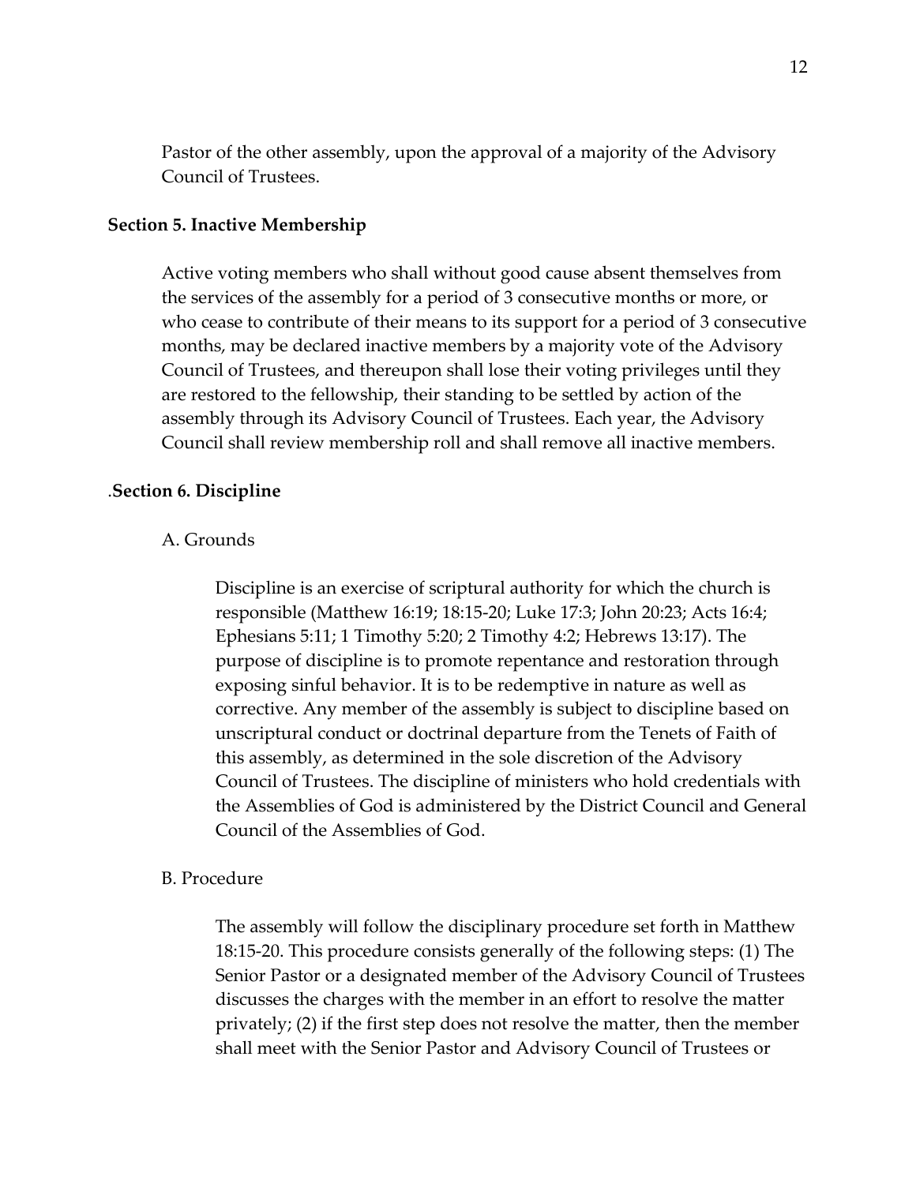Pastor of the other assembly, upon the approval of a majority of the Advisory Council of Trustees.

### Section 5. Inactive Membership

Active voting members who shall without good cause absent themselves from the services of the assembly for a period of 3 consecutive months or more, or who cease to contribute of their means to its support for a period of 3 consecutive months, may be declared inactive members by a majority vote of the Advisory Council of Trustees, and thereupon shall lose their voting privileges until they are restored to the fellowship, their standing to be settled by action of the assembly through its Advisory Council of Trustees. Each year, the Advisory Council shall review membership roll and shall remove all inactive members.

### .Section 6. Discipline

A. Grounds

Discipline is an exercise of scriptural authority for which the church is responsible (Matthew 16:19; 18:15-20; Luke 17:3; John 20:23; Acts 16:4; Ephesians 5:11; 1 Timothy 5:20; 2 Timothy 4:2; Hebrews 13:17). The purpose of discipline is to promote repentance and restoration through exposing sinful behavior. It is to be redemptive in nature as well as corrective. Any member of the assembly is subject to discipline based on unscriptural conduct or doctrinal departure from the Tenets of Faith of this assembly, as determined in the sole discretion of the Advisory Council of Trustees. The discipline of ministers who hold credentials with the Assemblies of God is administered by the District Council and General Council of the Assemblies of God.

B. Procedure

The assembly will follow the disciplinary procedure set forth in Matthew 18:15-20. This procedure consists generally of the following steps: (1) The Senior Pastor or a designated member of the Advisory Council of Trustees discusses the charges with the member in an effort to resolve the matter privately; (2) if the first step does not resolve the matter, then the member shall meet with the Senior Pastor and Advisory Council of Trustees or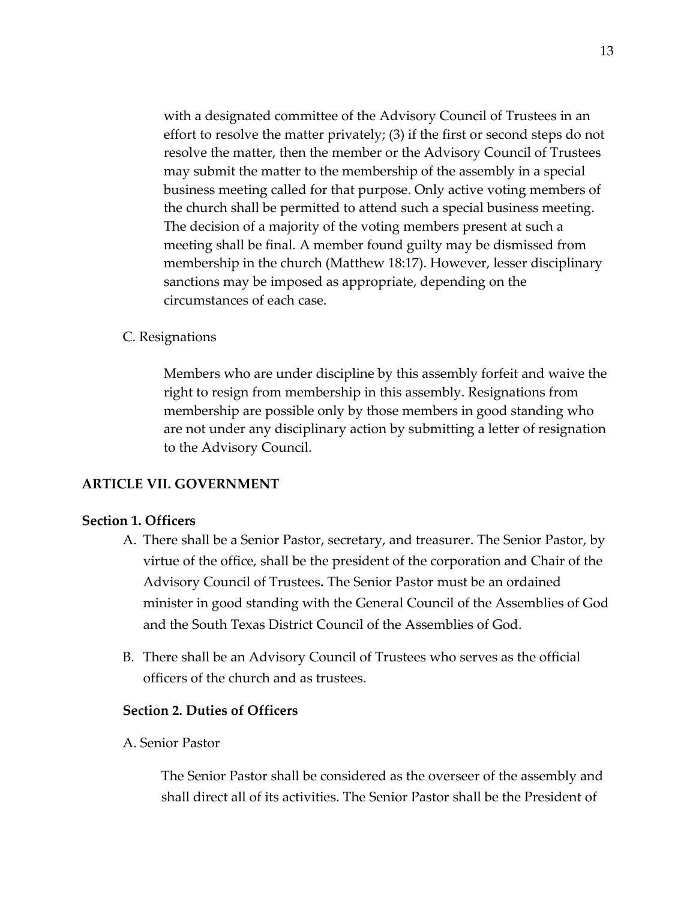with a designated committee of the Advisory Council of Trustees in an effort to resolve the matter privately; (3) if the first or second steps do not resolve the matter, then the member or the Advisory Council of Trustees may submit the matter to the membership of the assembly in a special business meeting called for that purpose. Only active voting members of the church shall be permitted to attend such a special business meeting. The decision of a majority of the voting members present at such a meeting shall be final. A member found guilty may be dismissed from membership in the church (Matthew 18:17). However, lesser disciplinary sanctions may be imposed as appropriate, depending on the circumstances of each case.

C. Resignations

Members who are under discipline by this assembly forfeit and waive the right to resign from membership in this assembly. Resignations from membership are possible only by those members in good standing who are not under any disciplinary action by submitting a letter of resignation to the Advisory Council.

## ARTICLE VII. GOVERNMENT

### Section 1. Officers

A. There shall be a Senior Pastor, secretary, and treasurer. The Senior Pastor, by virtue of the office, shall be the president of the corporation and Chair of the Advisory Council of Trustees**.** The Senior Pastor must be an ordained minister in good standing with the General Council of the Assemblies of God and the South Texas District Council of the Assemblies of God.

B. There shall be an Advisory Council of Trustees who serves as the official officers of the church and as trustees.

### Section 2. Duties of Officers

A. Senior Pastor

The Senior Pastor shall be considered as the overseer of the assembly and shall direct all of its activities. The Senior Pastor shall be the President of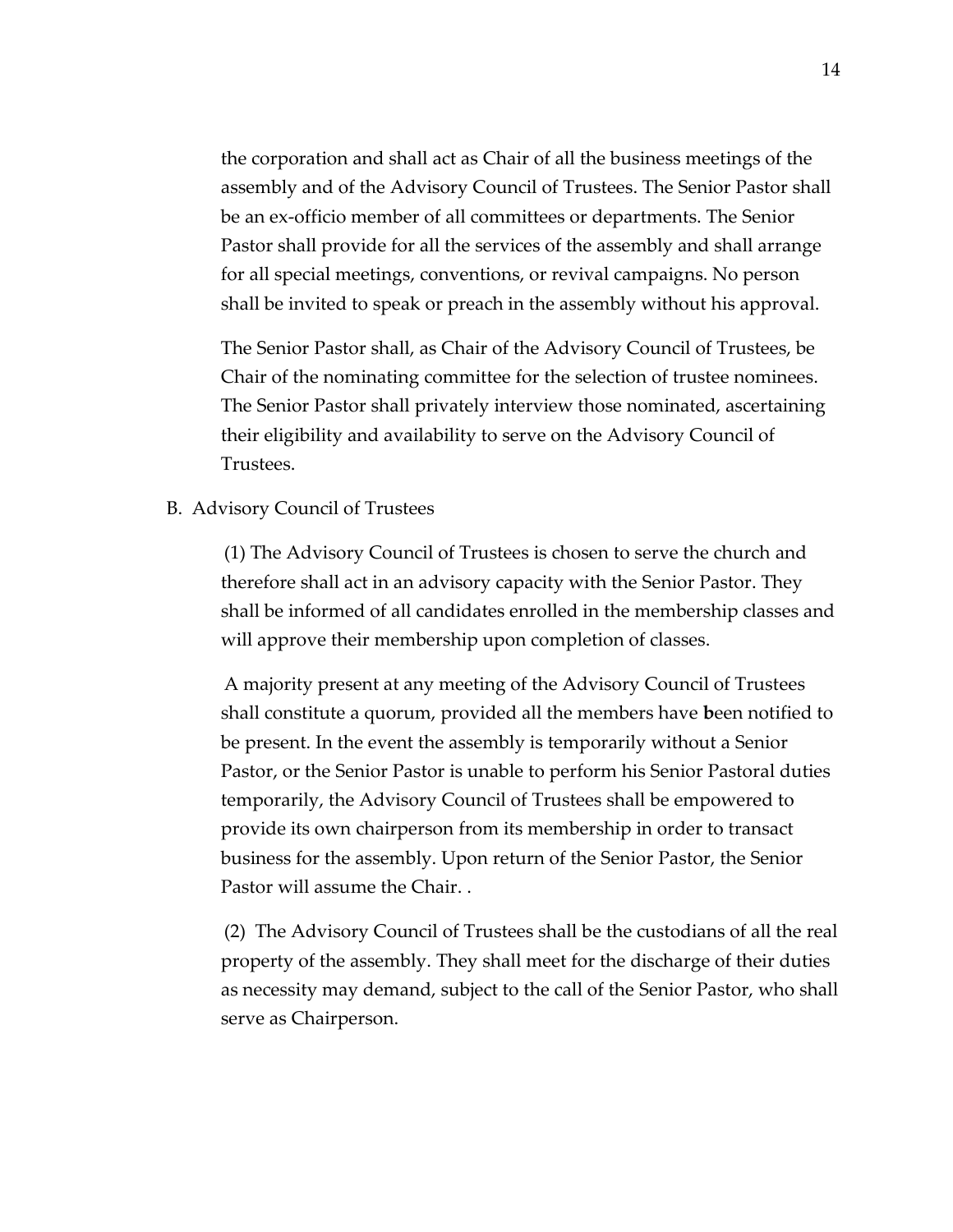the corporation and shall act as Chair of all the business meetings of the assembly and of the Advisory Council of Trustees. The Senior Pastor shall be an ex-officio member of all committees or departments. The Senior Pastor shall provide for all the services of the assembly and shall arrange for all special meetings, conventions, or revival campaigns. No person shall be invited to speak or preach in the assembly without his approval.

The Senior Pastor shall, as Chair of the Advisory Council of Trustees, be Chair of the nominating committee for the selection of trustee nominees. The Senior Pastor shall privately interview those nominated, ascertaining their eligibility and availability to serve on the Advisory Council of Trustees.

B. Advisory Council of Trustees

(1) The Advisory Council of Trustees is chosen to serve the church and therefore shall act in an advisory capacity with the Senior Pastor. They shall be informed of all candidates enrolled in the membership classes and will approve their membership upon completion of classes.

A majority present at any meeting of the Advisory Council of Trustees shall constitute a quorum, provided all the members have been notified to be present. In the event the assembly is temporarily without a Senior Pastor, or the Senior Pastor is unable to perform his Senior Pastoral duties temporarily, the Advisory Council of Trustees shall be empowered to provide its own chairperson from its membership in order to transact business for the assembly. Upon return of the Senior Pastor, the Senior Pastor will assume the Chair. .

(2) The Advisory Council of Trustees shall be the custodians of all the real property of the assembly. They shall meet for the discharge of their duties as necessity may demand, subject to the call of the Senior Pastor, who shall serve as Chairperson.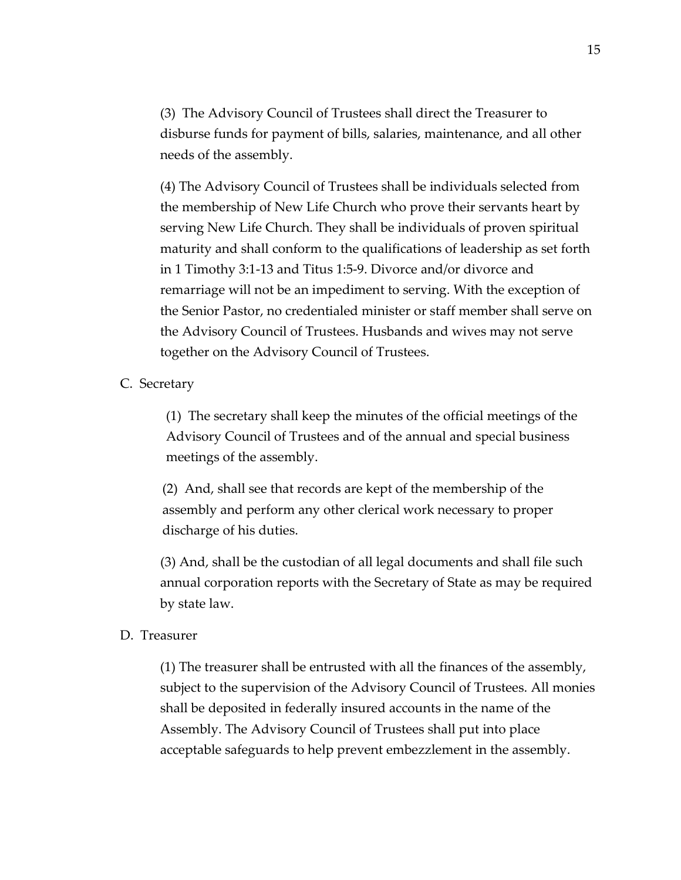(3) The Advisory Council of Trustees shall direct the Treasurer to disburse funds for payment of bills, salaries, maintenance, and all other needs of the assembly.

(4) The Advisory Council of Trustees shall be individuals selected from the membership of New Life Church who prove their servants heart by serving New Life Church. They shall be individuals of proven spiritual maturity and shall conform to the qualifications of leadership as set forth in 1 Timothy 3:1-13 and Titus 1:5-9. Divorce and/or divorce and remarriage will not be an impediment to serving. With the exception of the Senior Pastor, no credentialed minister or staff member shall serve on the Advisory Council of Trustees. Husbands and wives may not serve together on the Advisory Council of Trustees.

C. Secretary

(1) The secretary shall keep the minutes of the official meetings of the Advisory Council of Trustees and of the annual and special business meetings of the assembly.

(2) And, shall see that records are kept of the membership of the assembly and perform any other clerical work necessary to proper discharge of his duties.

(3) And, shall be the custodian of all legal documents and shall file such annual corporation reports with the Secretary of State as may be required by state law.

D. Treasurer

(1) The treasurer shall be entrusted with all the finances of the assembly, subject to the supervision of the Advisory Council of Trustees. All monies shall be deposited in federally insured accounts in the name of the Assembly. The Advisory Council of Trustees shall put into place acceptable safeguards to help prevent embezzlement in the assembly.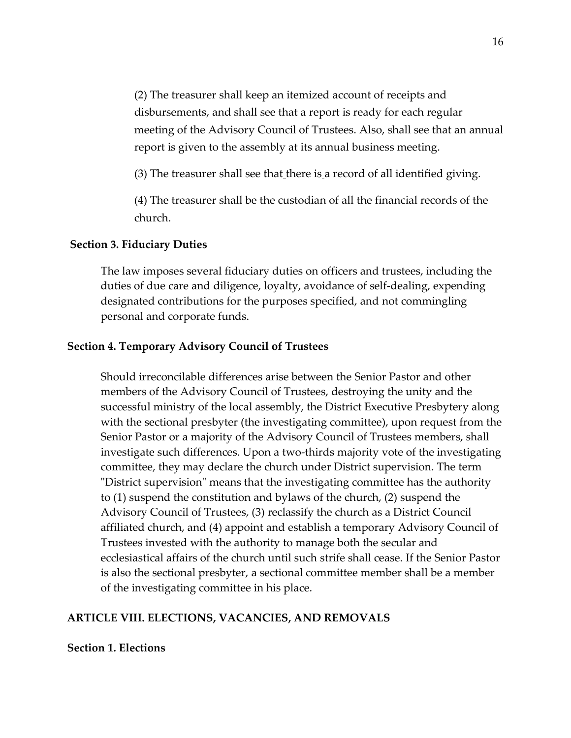(2) The treasurer shall keep an itemized account of receipts and disbursements, and shall see that a report is ready for each regular meeting of the Advisory Council of Trustees. Also, shall see that an annual report is given to the assembly at its annual business meeting.

(3) The treasurer shall see that there is a record of all identified giving.

(4) The treasurer shall be the custodian of all the financial records of the church.

**Section 3. Fiduciary Duties**

The law imposes several fiduciary duties on officers and trustees, including the duties of due care and diligence, loyalty, avoidance of self-dealing, expending designated contributions for the purposes specified, and not commingling personal and corporate funds.

**Section 4. Temporary Advisory Council of Trustees**

Should irreconcilable differences arise between the Senior Pastor and other members of the Advisory Council of Trustees, destroying the unity and the successful ministry of the local assembly, the District Executive Presbytery along with the sectional presbyter (the investigating committee), upon request from the Senior Pastor or a majority of the Advisory Council of Trustees members, shall investigate such differences. Upon a two-thirds majority vote of the investigating committee, they may declare the church under District supervision. The term "District supervision" means that the investigating committee has the authority to (1) suspend the constitution and bylaws of the church, (2) suspend the Advisory Council of Trustees, (3) reclassify the church as a District Council affiliated church, and (4) appoint and establish a temporary Advisory Council of Trustees invested with the authority to manage both the secular and ecclesiastical affairs of the church until such strife shall cease. If the Senior Pastor is also the sectional presbyter, a sectional committee member shall be a member of the investigating committee in his place.

## ARTICLE VIII. ELECTIONS, VACANCIES, AND REMOVALS

**Section 1. Elections**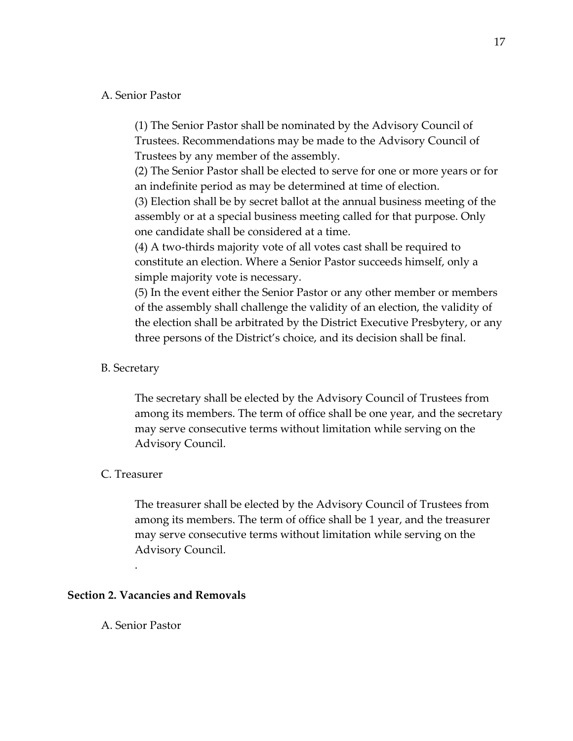A. Senior Pastor

(1) The Senior Pastor shall be nominated by the Advisory Council of Trustees. Recommendations may be made to the Advisory Council of Trustees by any member of the assembly.
(2) The Senior Pastor shall be elected to serve for one or more years or for an indefinite period as may be determined at time of election.
(3) Election shall be by secret ballot at the annual business meeting of the assembly or at a special business meeting called for that purpose. Only one candidate shall be considered at a time.
(4) A two-thirds majority vote of all votes cast shall be required to constitute an election. Where a Senior Pastor succeeds himself, only a simple majority vote is necessary.
(5) In the event either the Senior Pastor or any other member or members of the assembly shall challenge the validity of an election, the validity of the election shall be arbitrated by the District Executive Presbytery, or any three persons of the District's choice, and its decision shall be final.

B. Secretary

The secretary shall be elected by the Advisory Council of Trustees from among its members. The term of office shall be one year, and the secretary may serve consecutive terms without limitation while serving on the Advisory Council.

C. Treasurer

The treasurer shall be elected by the Advisory Council of Trustees from among its members. The term of office shall be 1 year, and the treasurer may serve consecutive terms without limitation while serving on the Advisory Council.

.

**Section 2. Vacancies and Removals**

A. Senior Pastor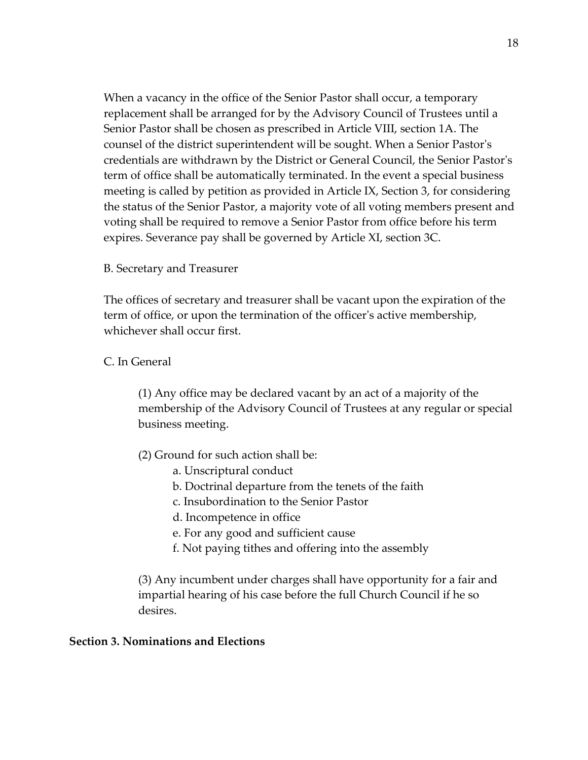When a vacancy in the office of the Senior Pastor shall occur, a temporary replacement shall be arranged for by the Advisory Council of Trustees until a Senior Pastor shall be chosen as prescribed in Article VIII, section 1A. The counsel of the district superintendent will be sought. When a Senior Pastor's credentials are withdrawn by the District or General Council, the Senior Pastor's term of office shall be automatically terminated. In the event a special business meeting is called by petition as provided in Article IX, Section 3, for considering the status of the Senior Pastor, a majority vote of all voting members present and voting shall be required to remove a Senior Pastor from office before his term expires. Severance pay shall be governed by Article XI, section 3C.

B. Secretary and Treasurer

The offices of secretary and treasurer shall be vacant upon the expiration of the term of office, or upon the termination of the officer's active membership, whichever shall occur first.

C. In General

(1) Any office may be declared vacant by an act of a majority of the membership of the Advisory Council of Trustees at any regular or special business meeting.

(2) Ground for such action shall be:

a. Unscriptural conduct
b. Doctrinal departure from the tenets of the faith
c. Insubordination to the Senior Pastor
d. Incompetence in office
e. For any good and sufficient cause
f. Not paying tithes and offering into the assembly

(3) Any incumbent under charges shall have opportunity for a fair and impartial hearing of his case before the full Church Council if he so desires.

**Section 3. Nominations and Elections**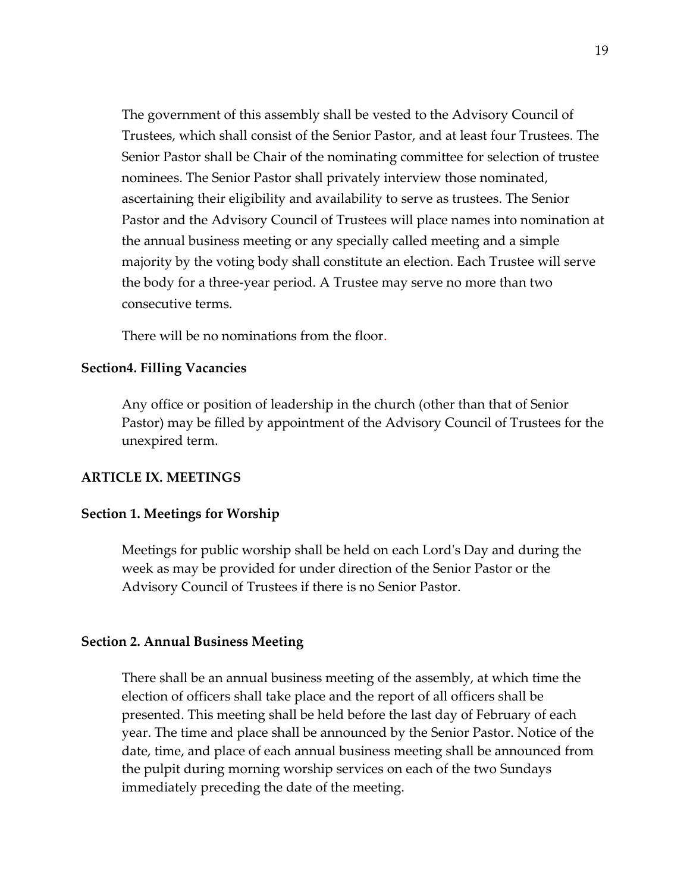The government of this assembly shall be vested to the Advisory Council of Trustees, which shall consist of the Senior Pastor, and at least four Trustees. The Senior Pastor shall be Chair of the nominating committee for selection of trustee nominees. The Senior Pastor shall privately interview those nominated, ascertaining their eligibility and availability to serve as trustees. The Senior Pastor and the Advisory Council of Trustees will place names into nomination at the annual business meeting or any specially called meeting and a simple majority by the voting body shall constitute an election. Each Trustee will serve the body for a three-year period. A Trustee may serve no more than two consecutive terms.

There will be no nominations from the floor.

**Section4. Filling Vacancies**

Any office or position of leadership in the church (other than that of Senior Pastor) may be filled by appointment of the Advisory Council of Trustees for the unexpired term.

**ARTICLE IX. MEETINGS**

**Section 1. Meetings for Worship**

Meetings for public worship shall be held on each Lord's Day and during the week as may be provided for under direction of the Senior Pastor or the Advisory Council of Trustees if there is no Senior Pastor.

**Section 2. Annual Business Meeting**

There shall be an annual business meeting of the assembly, at which time the election of officers shall take place and the report of all officers shall be presented. This meeting shall be held before the last day of February of each year. The time and place shall be announced by the Senior Pastor. Notice of the date, time, and place of each annual business meeting shall be announced from the pulpit during morning worship services on each of the two Sundays immediately preceding the date of the meeting.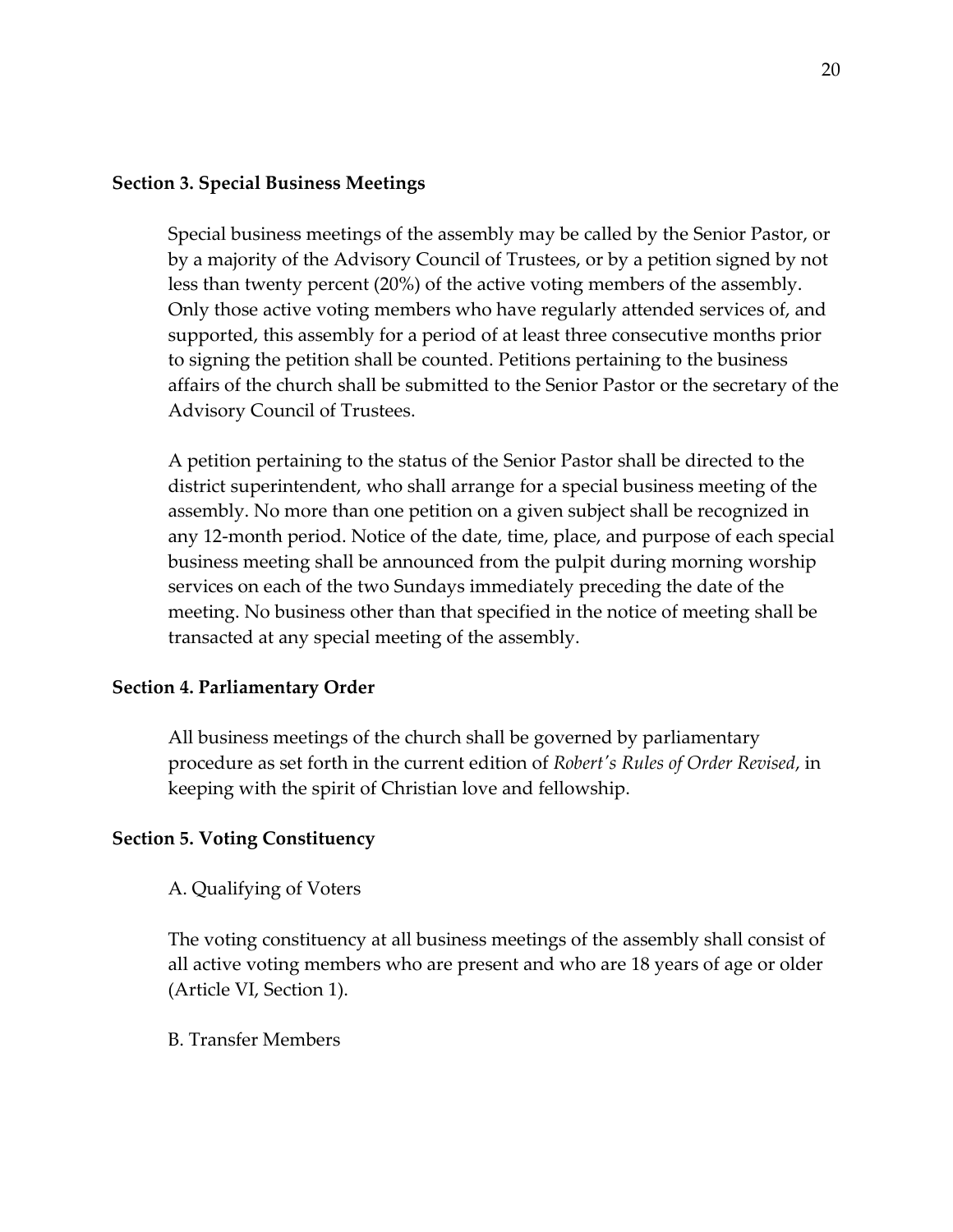**Section 3. Special Business Meetings**

Special business meetings of the assembly may be called by the Senior Pastor, or by a majority of the Advisory Council of Trustees, or by a petition signed by not less than twenty percent (20%) of the active voting members of the assembly. Only those active voting members who have regularly attended services of, and supported, this assembly for a period of at least three consecutive months prior to signing the petition shall be counted. Petitions pertaining to the business affairs of the church shall be submitted to the Senior Pastor or the secretary of the Advisory Council of Trustees.

A petition pertaining to the status of the Senior Pastor shall be directed to the district superintendent, who shall arrange for a special business meeting of the assembly. No more than one petition on a given subject shall be recognized in any 12-month period. Notice of the date, time, place, and purpose of each special business meeting shall be announced from the pulpit during morning worship services on each of the two Sundays immediately preceding the date of the meeting. No business other than that specified in the notice of meeting shall be transacted at any special meeting of the assembly.

**Section 4. Parliamentary Order**

All business meetings of the church shall be governed by parliamentary procedure as set forth in the current edition of *Robert's Rules of Order Revised*, in keeping with the spirit of Christian love and fellowship.

**Section 5. Voting Constituency**

A. Qualifying of Voters

The voting constituency at all business meetings of the assembly shall consist of all active voting members who are present and who are 18 years of age or older (Article VI, Section 1).

B. Transfer Members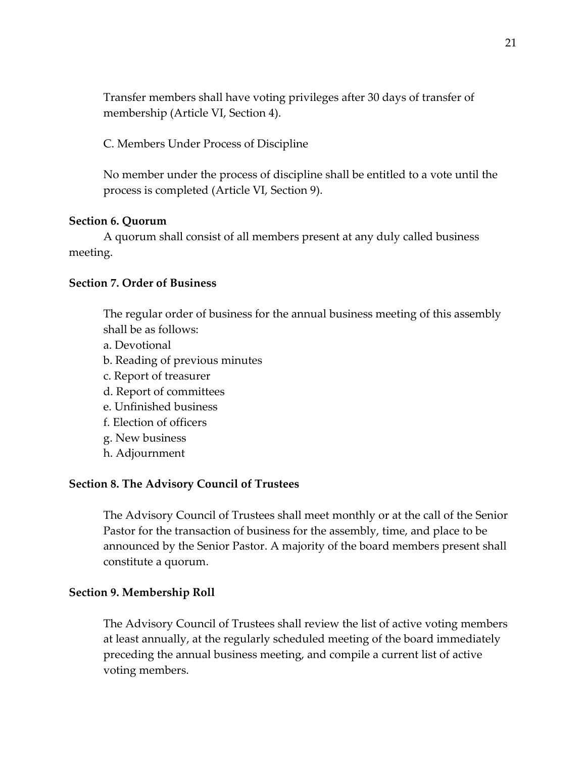Transfer members shall have voting privileges after 30 days of transfer of membership (Article VI, Section 4).

C. Members Under Process of Discipline

No member under the process of discipline shall be entitled to a vote until the process is completed (Article VI, Section 9).

**Section 6. Quorum**

A quorum shall consist of all members present at any duly called business meeting.

**Section 7. Order of Business**

The regular order of business for the annual business meeting of this assembly shall be as follows:

a. Devotional
b. Reading of previous minutes
c. Report of treasurer
d. Report of committees
e. Unfinished business
f. Election of officers
g. New business
h. Adjournment

**Section 8. The Advisory Council of Trustees**

The Advisory Council of Trustees shall meet monthly or at the call of the Senior Pastor for the transaction of business for the assembly, time, and place to be announced by the Senior Pastor. A majority of the board members present shall constitute a quorum.

**Section 9. Membership Roll**

The Advisory Council of Trustees shall review the list of active voting members at least annually, at the regularly scheduled meeting of the board immediately preceding the annual business meeting, and compile a current list of active voting members.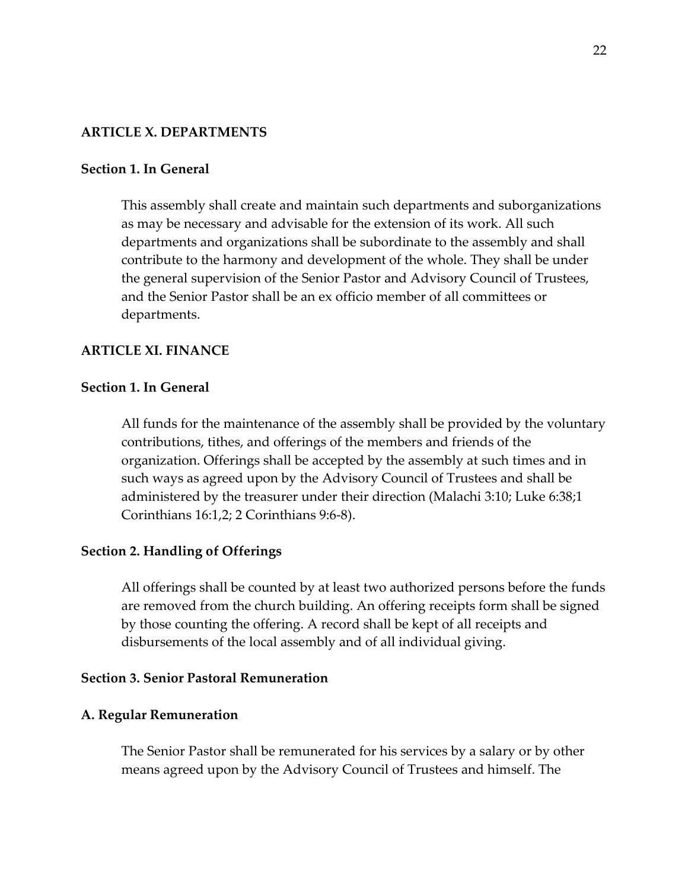## ARTICLE X. DEPARTMENTS

### Section 1. In General

This assembly shall create and maintain such departments and suborganizations as may be necessary and advisable for the extension of its work. All such departments and organizations shall be subordinate to the assembly and shall contribute to the harmony and development of the whole. They shall be under the general supervision of the Senior Pastor and Advisory Council of Trustees, and the Senior Pastor shall be an ex officio member of all committees or departments.

## ARTICLE XI. FINANCE

### Section 1. In General

All funds for the maintenance of the assembly shall be provided by the voluntary contributions, tithes, and offerings of the members and friends of the organization. Offerings shall be accepted by the assembly at such times and in such ways as agreed upon by the Advisory Council of Trustees and shall be administered by the treasurer under their direction (Malachi 3:10; Luke 6:38;1 Corinthians 16:1,2; 2 Corinthians 9:6-8).

### Section 2. Handling of Offerings

All offerings shall be counted by at least two authorized persons before the funds are removed from the church building. An offering receipts form shall be signed by those counting the offering. A record shall be kept of all receipts and disbursements of the local assembly and of all individual giving.

### Section 3. Senior Pastoral Remuneration

#### A. Regular Remuneration

The Senior Pastor shall be remunerated for his services by a salary or by other means agreed upon by the Advisory Council of Trustees and himself. The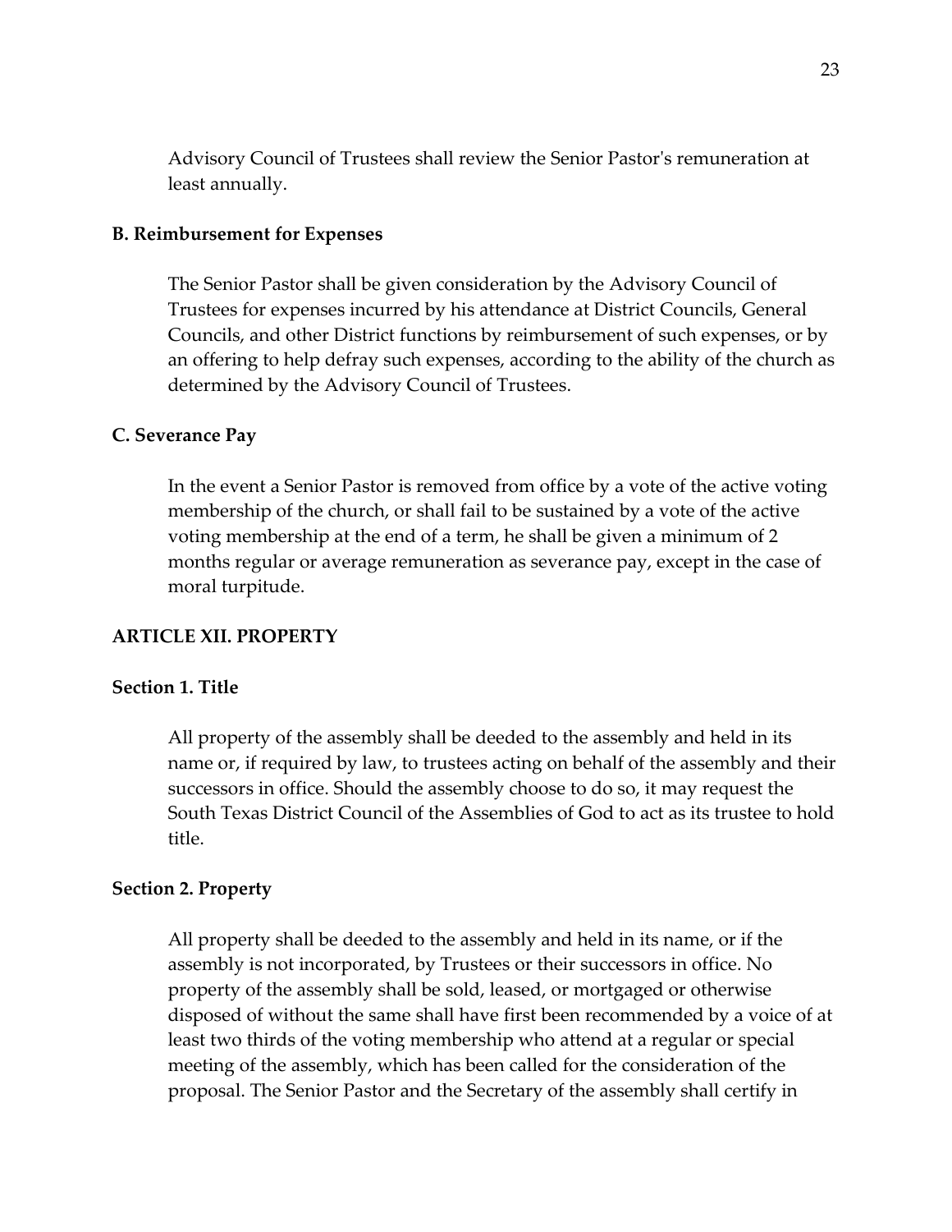Advisory Council of Trustees shall review the Senior Pastor's remuneration at least annually.

**B. Reimbursement for Expenses**

The Senior Pastor shall be given consideration by the Advisory Council of Trustees for expenses incurred by his attendance at District Councils, General Councils, and other District functions by reimbursement of such expenses, or by an offering to help defray such expenses, according to the ability of the church as determined by the Advisory Council of Trustees.

**C. Severance Pay**

In the event a Senior Pastor is removed from office by a vote of the active voting membership of the church, or shall fail to be sustained by a vote of the active voting membership at the end of a term, he shall be given a minimum of 2 months regular or average remuneration as severance pay, except in the case of moral turpitude.

## ARTICLE XII. PROPERTY

### Section 1. Title

All property of the assembly shall be deeded to the assembly and held in its name or, if required by law, to trustees acting on behalf of the assembly and their successors in office. Should the assembly choose to do so, it may request the South Texas District Council of the Assemblies of God to act as its trustee to hold title.

### Section 2. Property

All property shall be deeded to the assembly and held in its name, or if the assembly is not incorporated, by Trustees or their successors in office. No property of the assembly shall be sold, leased, or mortgaged or otherwise disposed of without the same shall have first been recommended by a voice of at least two thirds of the voting membership who attend at a regular or special meeting of the assembly, which has been called for the consideration of the proposal. The Senior Pastor and the Secretary of the assembly shall certify in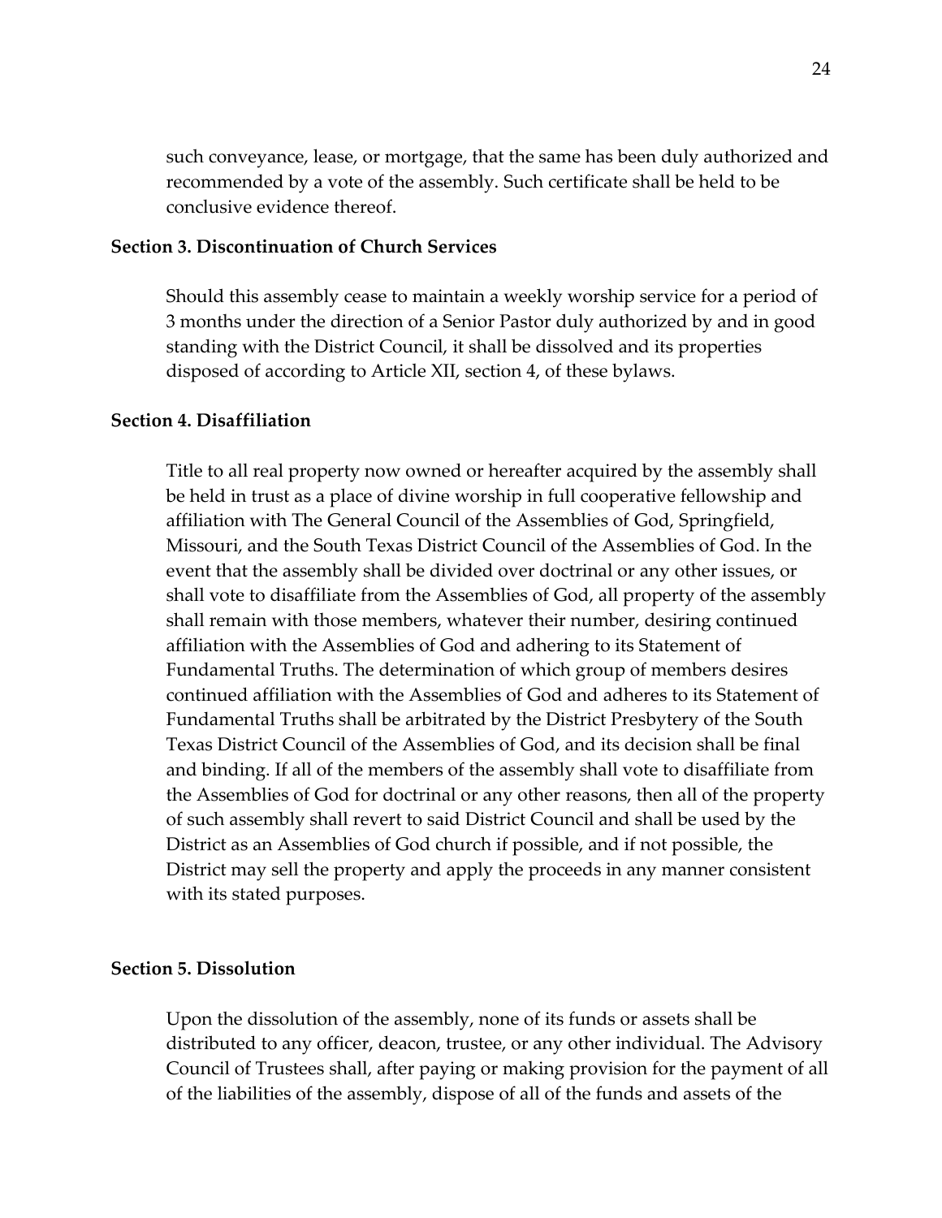such conveyance, lease, or mortgage, that the same has been duly authorized and recommended by a vote of the assembly. Such certificate shall be held to be conclusive evidence thereof.

**Section 3. Discontinuation of Church Services**

Should this assembly cease to maintain a weekly worship service for a period of 3 months under the direction of a Senior Pastor duly authorized by and in good standing with the District Council, it shall be dissolved and its properties disposed of according to Article XII, section 4, of these bylaws.

**Section 4. Disaffiliation**

Title to all real property now owned or hereafter acquired by the assembly shall be held in trust as a place of divine worship in full cooperative fellowship and affiliation with The General Council of the Assemblies of God, Springfield, Missouri, and the South Texas District Council of the Assemblies of God. In the event that the assembly shall be divided over doctrinal or any other issues, or shall vote to disaffiliate from the Assemblies of God, all property of the assembly shall remain with those members, whatever their number, desiring continued affiliation with the Assemblies of God and adhering to its Statement of Fundamental Truths. The determination of which group of members desires continued affiliation with the Assemblies of God and adheres to its Statement of Fundamental Truths shall be arbitrated by the District Presbytery of the South Texas District Council of the Assemblies of God, and its decision shall be final and binding. If all of the members of the assembly shall vote to disaffiliate from the Assemblies of God for doctrinal or any other reasons, then all of the property of such assembly shall revert to said District Council and shall be used by the District as an Assemblies of God church if possible, and if not possible, the District may sell the property and apply the proceeds in any manner consistent with its stated purposes.

**Section 5. Dissolution**

Upon the dissolution of the assembly, none of its funds or assets shall be distributed to any officer, deacon, trustee, or any other individual. The Advisory Council of Trustees shall, after paying or making provision for the payment of all of the liabilities of the assembly, dispose of all of the funds and assets of the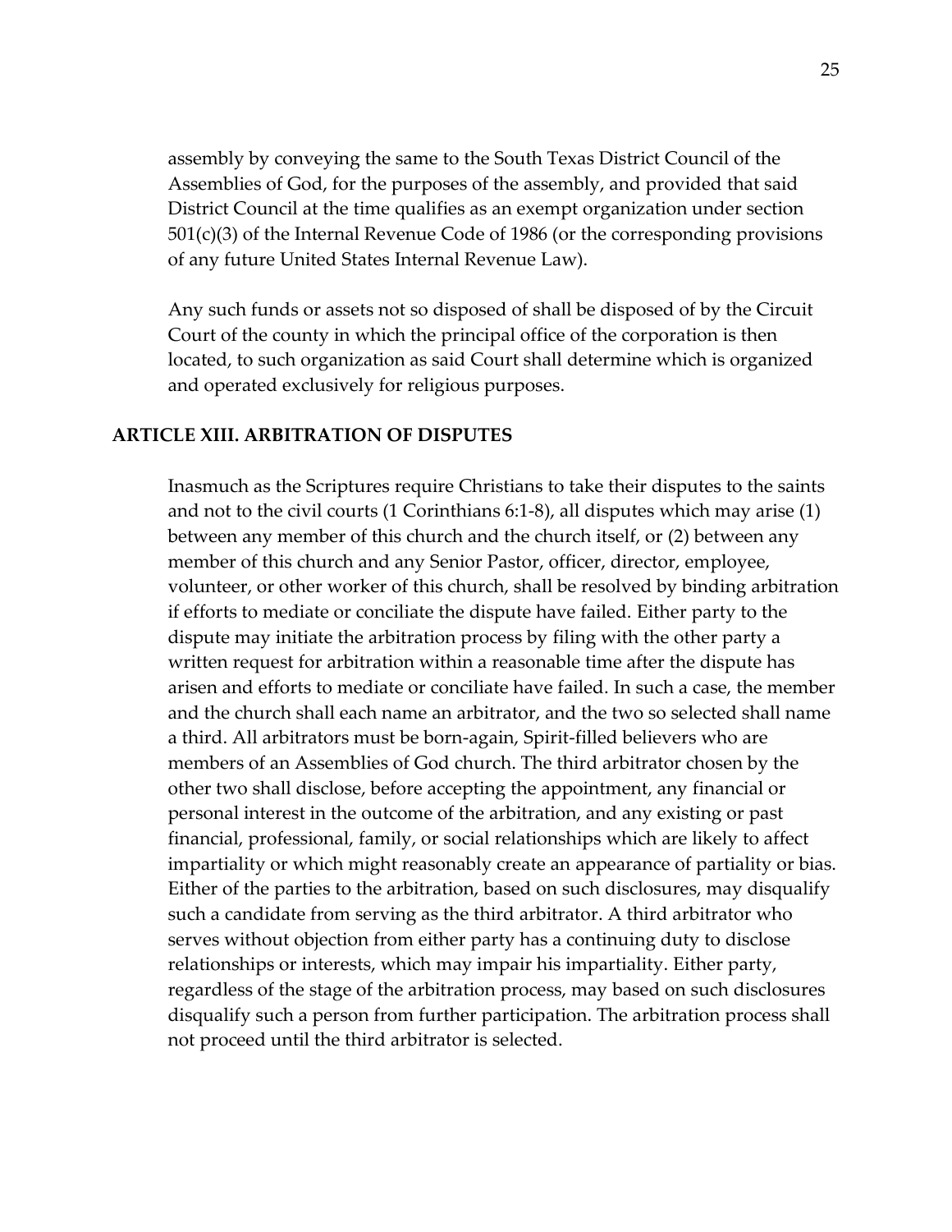assembly by conveying the same to the South Texas District Council of the Assemblies of God, for the purposes of the assembly, and provided that said District Council at the time qualifies as an exempt organization under section 501(c)(3) of the Internal Revenue Code of 1986 (or the corresponding provisions of any future United States Internal Revenue Law).

Any such funds or assets not so disposed of shall be disposed of by the Circuit Court of the county in which the principal office of the corporation is then located, to such organization as said Court shall determine which is organized and operated exclusively for religious purposes.

## ARTICLE XIII. ARBITRATION OF DISPUTES

Inasmuch as the Scriptures require Christians to take their disputes to the saints and not to the civil courts (1 Corinthians 6:1-8), all disputes which may arise (1) between any member of this church and the church itself, or (2) between any member of this church and any Senior Pastor, officer, director, employee, volunteer, or other worker of this church, shall be resolved by binding arbitration if efforts to mediate or conciliate the dispute have failed. Either party to the dispute may initiate the arbitration process by filing with the other party a written request for arbitration within a reasonable time after the dispute has arisen and efforts to mediate or conciliate have failed. In such a case, the member and the church shall each name an arbitrator, and the two so selected shall name a third. All arbitrators must be born-again, Spirit-filled believers who are members of an Assemblies of God church. The third arbitrator chosen by the other two shall disclose, before accepting the appointment, any financial or personal interest in the outcome of the arbitration, and any existing or past financial, professional, family, or social relationships which are likely to affect impartiality or which might reasonably create an appearance of partiality or bias. Either of the parties to the arbitration, based on such disclosures, may disqualify such a candidate from serving as the third arbitrator. A third arbitrator who serves without objection from either party has a continuing duty to disclose relationships or interests, which may impair his impartiality. Either party, regardless of the stage of the arbitration process, may based on such disclosures disqualify such a person from further participation. The arbitration process shall not proceed until the third arbitrator is selected.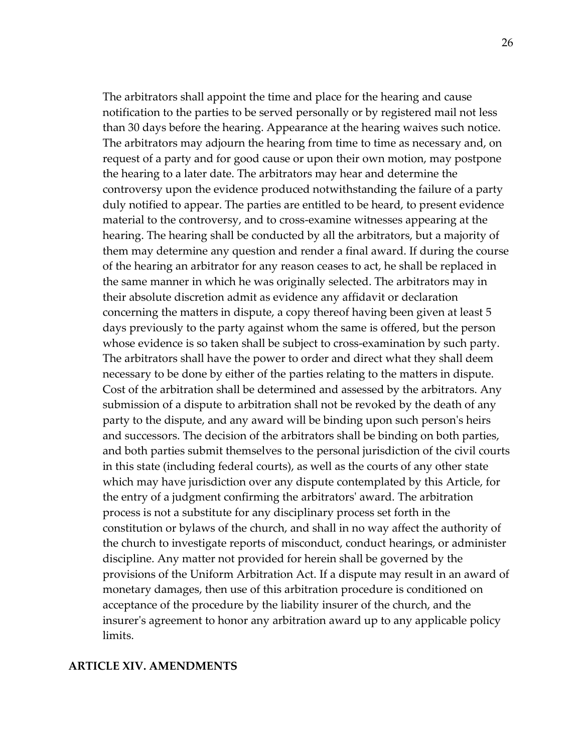The arbitrators shall appoint the time and place for the hearing and cause notification to the parties to be served personally or by registered mail not less than 30 days before the hearing. Appearance at the hearing waives such notice. The arbitrators may adjourn the hearing from time to time as necessary and, on request of a party and for good cause or upon their own motion, may postpone the hearing to a later date. The arbitrators may hear and determine the controversy upon the evidence produced notwithstanding the failure of a party duly notified to appear. The parties are entitled to be heard, to present evidence material to the controversy, and to cross-examine witnesses appearing at the hearing. The hearing shall be conducted by all the arbitrators, but a majority of them may determine any question and render a final award. If during the course of the hearing an arbitrator for any reason ceases to act, he shall be replaced in the same manner in which he was originally selected. The arbitrators may in their absolute discretion admit as evidence any affidavit or declaration concerning the matters in dispute, a copy thereof having been given at least 5 days previously to the party against whom the same is offered, but the person whose evidence is so taken shall be subject to cross-examination by such party. The arbitrators shall have the power to order and direct what they shall deem necessary to be done by either of the parties relating to the matters in dispute. Cost of the arbitration shall be determined and assessed by the arbitrators. Any submission of a dispute to arbitration shall not be revoked by the death of any party to the dispute, and any award will be binding upon such person's heirs and successors. The decision of the arbitrators shall be binding on both parties, and both parties submit themselves to the personal jurisdiction of the civil courts in this state (including federal courts), as well as the courts of any other state which may have jurisdiction over any dispute contemplated by this Article, for the entry of a judgment confirming the arbitrators' award. The arbitration process is not a substitute for any disciplinary process set forth in the constitution or bylaws of the church, and shall in no way affect the authority of the church to investigate reports of misconduct, conduct hearings, or administer discipline. Any matter not provided for herein shall be governed by the provisions of the Uniform Arbitration Act. If a dispute may result in an award of monetary damages, then use of this arbitration procedure is conditioned on acceptance of the procedure by the liability insurer of the church, and the insurer's agreement to honor any arbitration award up to any applicable policy limits.

## ARTICLE XIV. AMENDMENTS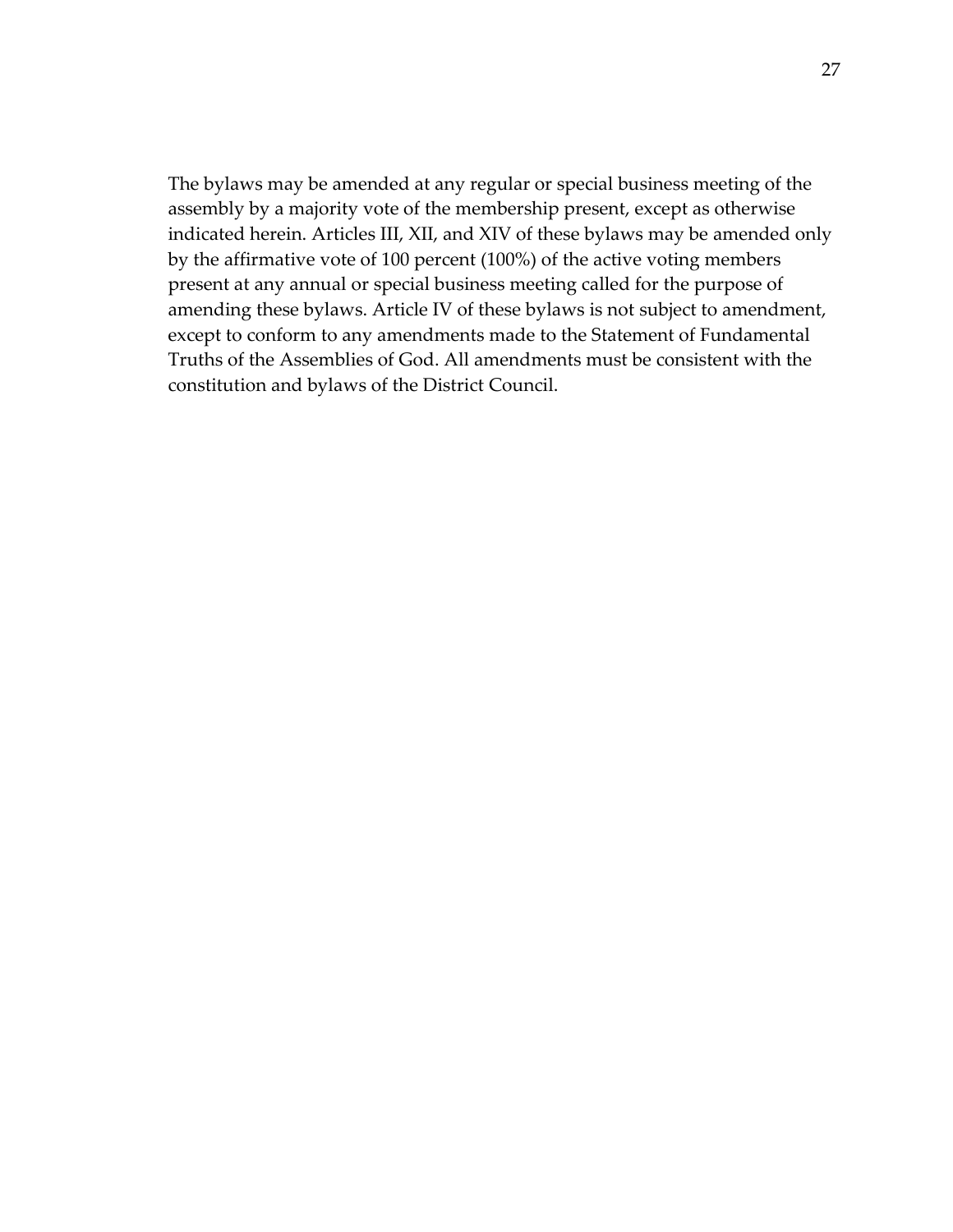The bylaws may be amended at any regular or special business meeting of the assembly by a majority vote of the membership present, except as otherwise indicated herein. Articles III, XII, and XIV of these bylaws may be amended only by the affirmative vote of 100 percent (100%) of the active voting members present at any annual or special business meeting called for the purpose of amending these bylaws. Article IV of these bylaws is not subject to amendment, except to conform to any amendments made to the Statement of Fundamental Truths of the Assemblies of God. All amendments must be consistent with the constitution and bylaws of the District Council.